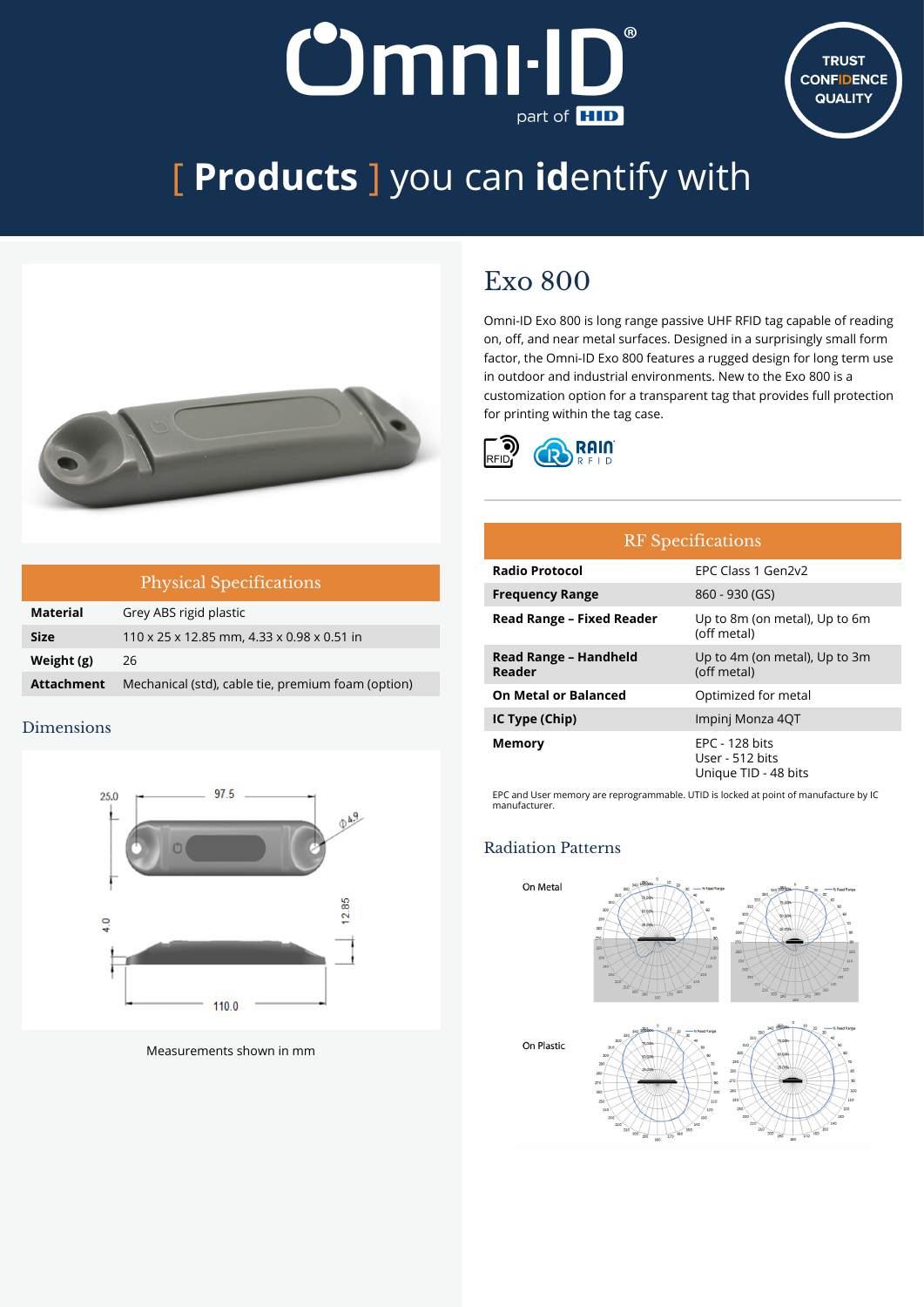# [ Products ] you can identify with

TRUST CONFIDENCE QUALITY

## Exo 800

Omni-ID Exo 800 is long range passive UHF RFID tag capable of reading on, off, and near metal surfaces. Designed in a surprisingly small form factor, the Omni-ID Exo 800 features a rugged design for long term use in outdoor and industrial environments. New to the Exo 800 is a customization option for a transparent tag that provides full protection for printing within the tag case.

| Physical Specifications | |
|---|---|
| **Material** | Grey ABS rigid plastic |
| **Size** | 110 x 25 x 12.85 mm, 4.33 x 0.98 x 0.51 in |
| **Weight (g)** | 26 |
| **Attachment** | Mechanical (std), cable tie, premium foam (option) |

### Dimensions

Measurements shown in mm

| RF Specifications | |
|---|---|
| **Radio Protocol** | EPC Class 1 Gen2v2 |
| **Frequency Range** | 860 - 930 (GS) |
| **Read Range – Fixed Reader** | Up to 8m (on metal), Up to 6m (off metal) |
| **Read Range – Handheld Reader** | Up to 4m (on metal), Up to 3m (off metal) |
| **On Metal or Balanced** | Optimized for metal |
| **IC Type (Chip)** | Impinj Monza 4QT |
| **Memory** | EPC - 128 bits<br>User - 512 bits<br>Unique TID - 48 bits |

EPC and User memory are reprogrammable. UTID is locked at point of manufacture by IC manufacturer.

### Radiation Patterns

On Metal

On Plastic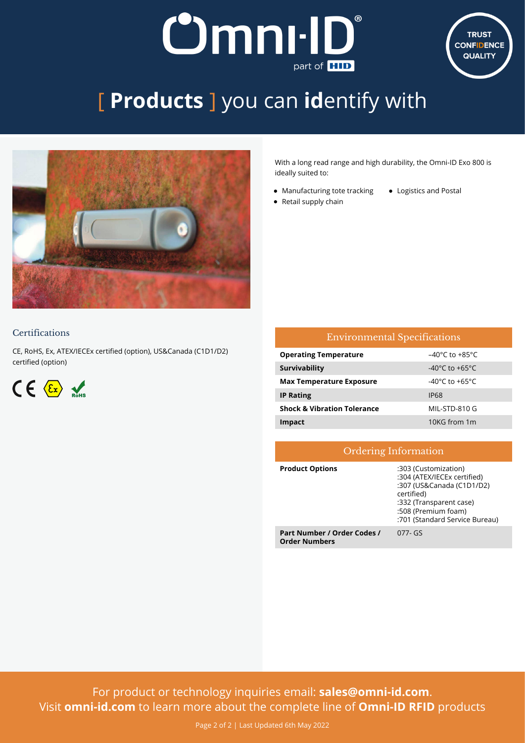# [ **Products** ] you can **id**entify with

With a long read range and high durability, the Omni-ID Exo 800 is ideally suited to:

- Manufacturing tote tracking
- Retail supply chain
- Logistics and Postal

## Certifications

CE, RoHS, Ex, ATEX/IECEx certified (option), US&Canada (C1D1/D2) certified (option)

## Environmental Specifications

| | |
|---|---|
| **Operating Temperature** | –40°C to +85°C |
| **Survivability** | -40°C to +65°C |
| **Max Temperature Exposure** | -40°C to +65°C |
| **IP Rating** | IP68 |
| **Shock & Vibration Tolerance** | MIL-STD-810 G |
| **Impact** | 10KG from 1m |

## Ordering Information

| | |
|---|---|
| **Product Options** | :303 (Customization)<br>:304 (ATEX/IECEx certified)<br>:307 (US&Canada (C1D1/D2) certified)<br>:332 (Transparent case)<br>:508 (Premium foam)<br>:701 (Standard Service Bureau) |
| **Part Number / Order Codes / Order Numbers** | 077- GS |

For product or technology inquiries email: **sales@omni-id.com**.
Visit **omni-id.com** to learn more about the complete line of **Omni-ID RFID** products

Last Updated 6th May 2022